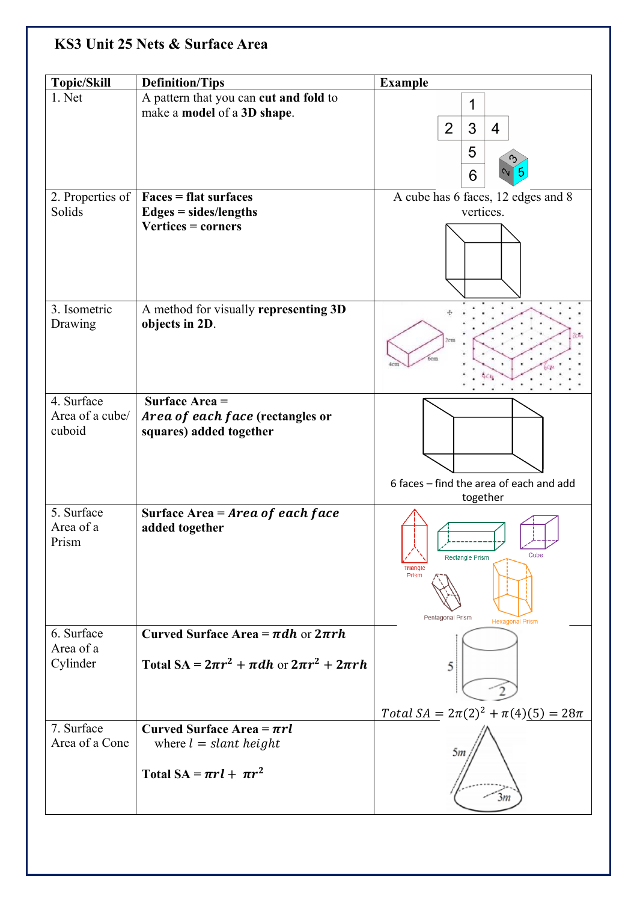# KS3 Unit 25 Nets & Surface Area

| Topic/Skill | Definition/Tips | Example |
| --- | --- | --- |
| 1. Net | A pattern that you can **cut and fold** to make a **model** of a **3D shape**. | |
| 2. Properties of Solids | **Faces = flat surfaces** <br> **Edges = sides/lengths** <br> **Vertices = corners** | A cube has 6 faces, 12 edges and 8 vertices. |
| 3. Isometric Drawing | A method for visually **representing 3D objects in 2D**. | |
| 4. Surface Area of a cube/ cuboid | **Surface Area =** <br> ***Area of each face* (rectangles or squares) added together** | 6 faces – find the area of each and add together |
| 5. Surface Area of a Prism | **Surface Area = *Area of each face* added together** | |
| 6. Surface Area of a Cylinder | **Curved Surface Area =** $\pi dh$ **or** $2\pi rh$ <br><br> **Total SA =** $2\pi r^2 + \pi dh$ **or** $2\pi r^2 + 2\pi rh$ | $Total\ SA = 2\pi(2)^2 + \pi(4)(5) = 28\pi$ |
| 7. Surface Area of a Cone | **Curved Surface Area =** $\pi rl$ <br> where $l = slant\ height$ <br><br> **Total SA =** $\pi rl + \pi r^2$ | |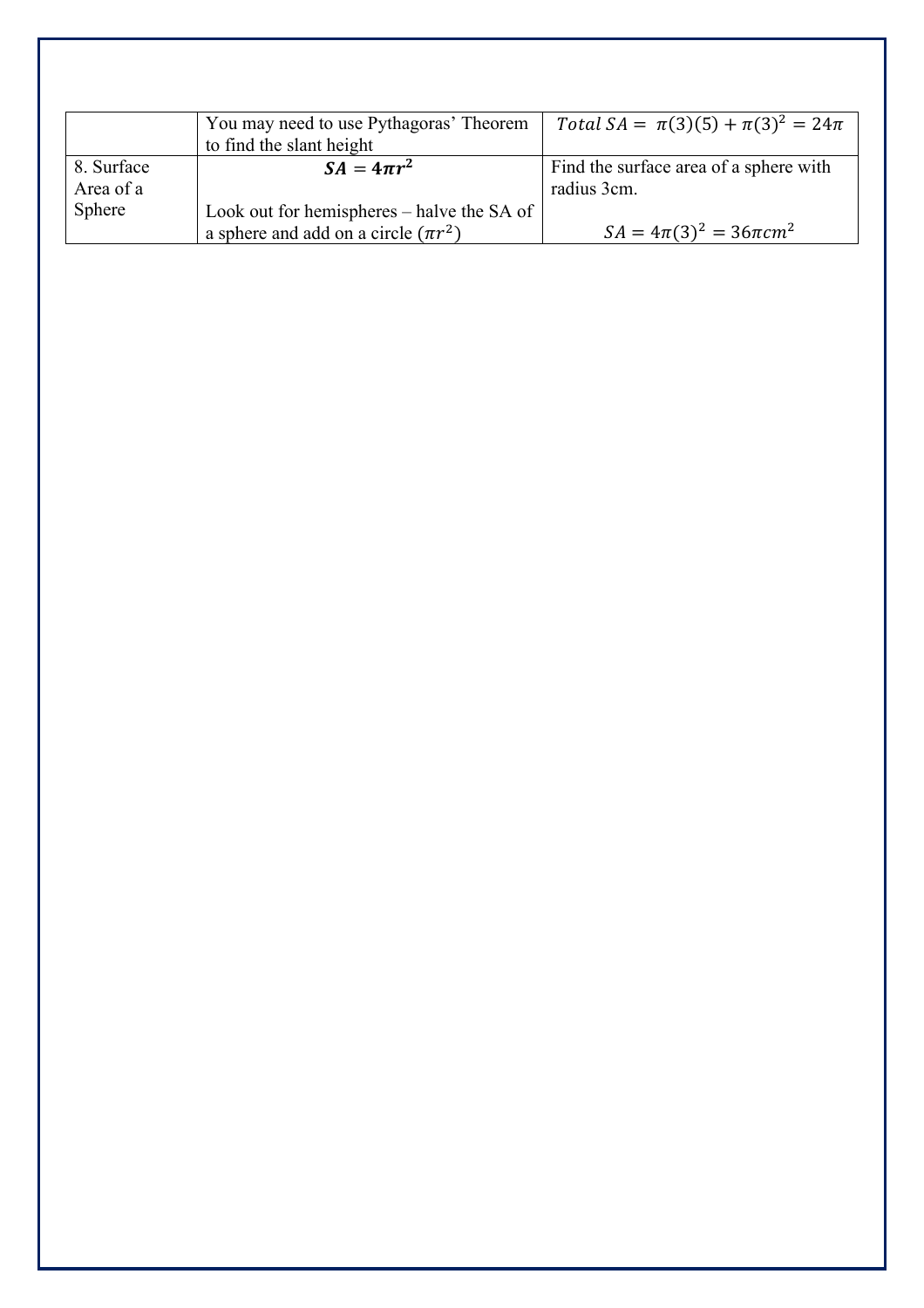| | | |
|---|---|---|
| | You may need to use Pythagoras' Theorem to find the slant height | $Total\ SA = \pi(3)(5) + \pi(3)^2 = 24\pi$ |
| 8. Surface Area of a Sphere | $\boldsymbol{SA = 4\pi r^2}$ <br><br> Look out for hemispheres – halve the SA of a sphere and add on a circle ($\pi r^2$) | Find the surface area of a sphere with radius 3cm. <br><br> $SA = 4\pi(3)^2 = 36\pi cm^2$ |